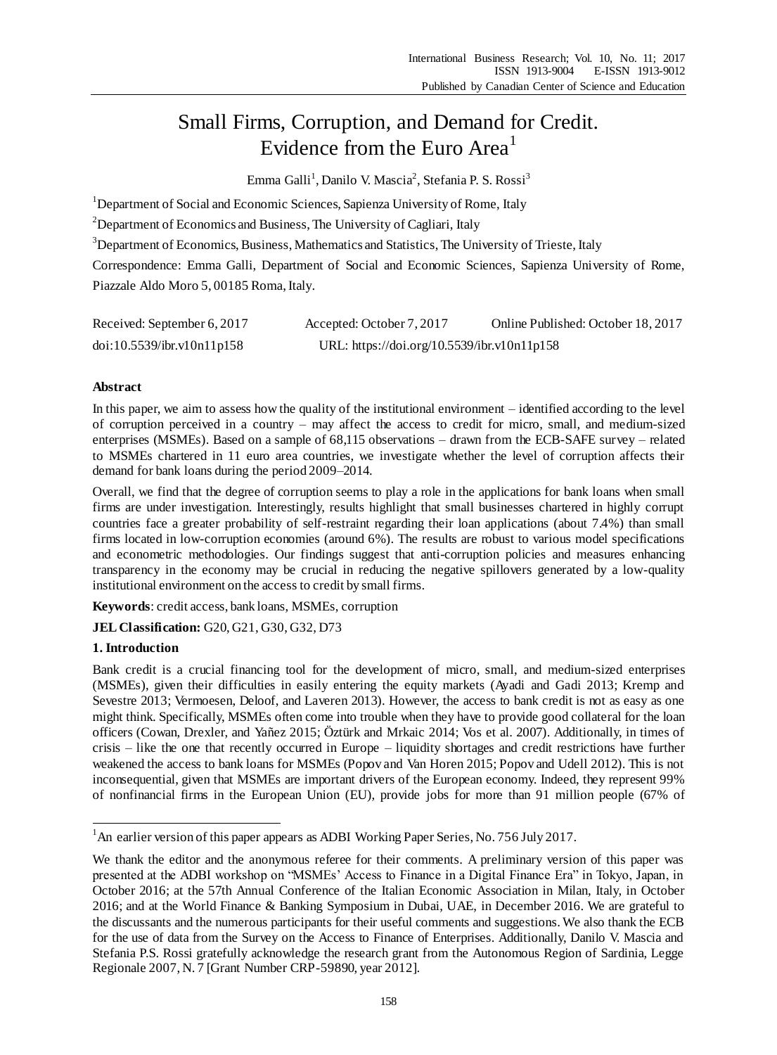# Small Firms, Corruption, and Demand for Credit. Evidence from the Euro Area[1]

Emma Galli[1], Danilo V. Mascia[2], Stefania P. S. Rossi[3]

[1]Department of Social and Economic Sciences, Sapienza University of Rome, Italy

[2]Department of Economics and Business, The University of Cagliari, Italy

[3]Department of Economics, Business, Mathematics and Statistics, The University of Trieste, Italy

Correspondence: Emma Galli, Department of Social and Economic Sciences, Sapienza University of Rome, Piazzale Aldo Moro 5, 00185 Roma, Italy.

Received: September 6, 2017 Accepted: October 7, 2017 Online Published: October 18, 2017

doi:10.5539/ibr.v10n11p158 URL: https://doi.org/10.5539/ibr.v10n11p158

**Abstract**

In this paper, we aim to assess how the quality of the institutional environment – identified according to the level of corruption perceived in a country – may affect the access to credit for micro, small, and medium-sized enterprises (MSMEs). Based on a sample of 68,115 observations – drawn from the ECB-SAFE survey – related to MSMEs chartered in 11 euro area countries, we investigate whether the level of corruption affects their demand for bank loans during the period 2009–2014.

Overall, we find that the degree of corruption seems to play a role in the applications for bank loans when small firms are under investigation. Interestingly, results highlight that small businesses chartered in highly corrupt countries face a greater probability of self-restraint regarding their loan applications (about 7.4%) than small firms located in low-corruption economies (around 6%). The results are robust to various model specifications and econometric methodologies. Our findings suggest that anti-corruption policies and measures enhancing transparency in the economy may be crucial in reducing the negative spillovers generated by a low-quality institutional environment on the access to credit by small firms.

**Keywords**: credit access, bank loans, MSMEs, corruption

**JEL Classification:** G20, G21, G30, G32, D73

## 1. Introduction

Bank credit is a crucial financing tool for the development of micro, small, and medium-sized enterprises (MSMEs), given their difficulties in easily entering the equity markets (Ayadi and Gadi 2013; Kremp and Sevestre 2013; Vermoesen, Deloof, and Laveren 2013). However, the access to bank credit is not as easy as one might think. Specifically, MSMEs often come into trouble when they have to provide good collateral for the loan officers (Cowan, Drexler, and Yañez 2015; Öztürk and Mrkaic 2014; Vos et al. 2007). Additionally, in times of crisis – like the one that recently occurred in Europe – liquidity shortages and credit restrictions have further weakened the access to bank loans for MSMEs (Popov and Van Horen 2015; Popov and Udell 2012). This is not inconsequential, given that MSMEs are important drivers of the European economy. Indeed, they represent 99% of nonfinancial firms in the European Union (EU), provide jobs for more than 91 million people (67% of

---

[1]An earlier version of this paper appears as ADBI Working Paper Series, No. 756 July 2017.

We thank the editor and the anonymous referee for their comments. A preliminary version of this paper was presented at the ADBI workshop on "MSMEs' Access to Finance in a Digital Finance Era" in Tokyo, Japan, in October 2016; at the 57th Annual Conference of the Italian Economic Association in Milan, Italy, in October 2016; and at the World Finance & Banking Symposium in Dubai, UAE, in December 2016. We are grateful to the discussants and the numerous participants for their useful comments and suggestions. We also thank the ECB for the use of data from the Survey on the Access to Finance of Enterprises. Additionally, Danilo V. Mascia and Stefania P.S. Rossi gratefully acknowledge the research grant from the Autonomous Region of Sardinia, Legge Regionale 2007, N. 7 [Grant Number CRP-59890, year 2012].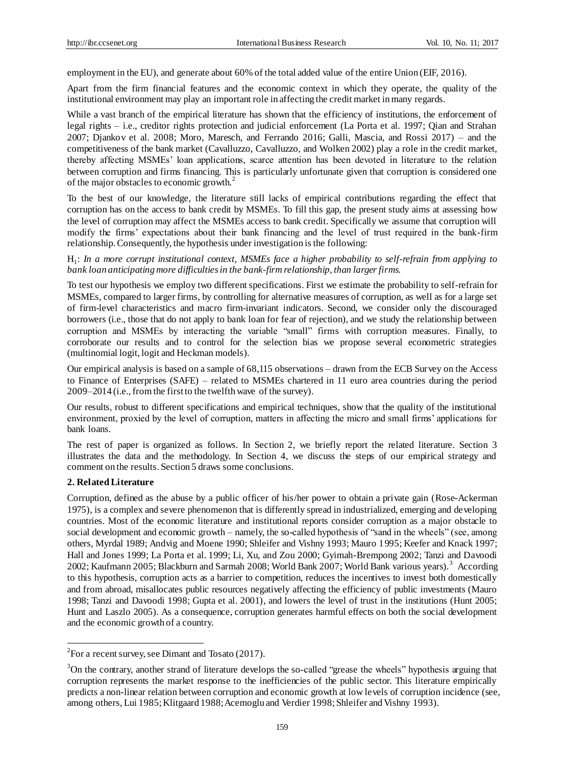employment in the EU), and generate about 60% of the total added value of the entire Union (EIF, 2016).

Apart from the firm financial features and the economic context in which they operate, the quality of the institutional environment may play an important role in affecting the credit market in many regards.

While a vast branch of the empirical literature has shown that the efficiency of institutions, the enforcement of legal rights – i.e., creditor rights protection and judicial enforcement (La Porta et al. 1997; Qian and Strahan 2007; Djankov et al. 2008; Moro, Maresch, and Ferrando 2016; Galli, Mascia, and Rossi 2017) – and the competitiveness of the bank market (Cavalluzzo, Cavalluzzo, and Wolken 2002) play a role in the credit market, thereby affecting MSMEs' loan applications, scarce attention has been devoted in literature to the relation between corruption and firms financing. This is particularly unfortunate given that corruption is considered one of the major obstacles to economic growth.[2]

To the best of our knowledge, the literature still lacks of empirical contributions regarding the effect that corruption has on the access to bank credit by MSMEs. To fill this gap, the present study aims at assessing how the level of corruption may affect the MSMEs access to bank credit. Specifically we assume that corruption will modify the firms' expectations about their bank financing and the level of trust required in the bank-firm relationship. Consequently, the hypothesis under investigation is the following:

$H_1$: *In a more corrupt institutional context, MSMEs face a higher probability to self-refrain from applying to bank loan anticipating more difficulties in the bank-firm relationship, than larger firms.*

To test our hypothesis we employ two different specifications. First we estimate the probability to self-refrain for MSMEs, compared to larger firms, by controlling for alternative measures of corruption, as well as for a large set of firm-level characteristics and macro firm-invariant indicators. Second, we consider only the discouraged borrowers (i.e., those that do not apply to bank loan for fear of rejection), and we study the relationship between corruption and MSMEs by interacting the variable "small" firms with corruption measures. Finally, to corroborate our results and to control for the selection bias we propose several econometric strategies (multinomial logit, logit and Heckman models).

Our empirical analysis is based on a sample of 68,115 observations – drawn from the ECB Survey on the Access to Finance of Enterprises (SAFE) – related to MSMEs chartered in 11 euro area countries during the period 2009–2014 (i.e., from the first to the twelfth wave of the survey).

Our results, robust to different specifications and empirical techniques, show that the quality of the institutional environment, proxied by the level of corruption, matters in affecting the micro and small firms' applications for bank loans.

The rest of paper is organized as follows. In Section 2, we briefly report the related literature. Section 3 illustrates the data and the methodology. In Section 4, we discuss the steps of our empirical strategy and comment on the results. Section 5 draws some conclusions.

## 2. Related Literature

Corruption, defined as the abuse by a public officer of his/her power to obtain a private gain (Rose-Ackerman 1975), is a complex and severe phenomenon that is differently spread in industrialized, emerging and developing countries. Most of the economic literature and institutional reports consider corruption as a major obstacle to social development and economic growth – namely, the so-called hypothesis of "sand in the wheels" (see, among others, Myrdal 1989; Andvig and Moene 1990; Shleifer and Vishny 1993; Mauro 1995; Keefer and Knack 1997; Hall and Jones 1999; La Porta et al. 1999; Li, Xu, and Zou 2000; Gyimah-Brempong 2002; Tanzi and Davoodi 2002; Kaufmann 2005; Blackburn and Sarmah 2008; World Bank 2007; World Bank various years).[3] According to this hypothesis, corruption acts as a barrier to competition, reduces the incentives to invest both domestically and from abroad, misallocates public resources negatively affecting the efficiency of public investments (Mauro 1998; Tanzi and Davoodi 1998; Gupta et al. 2001), and lowers the level of trust in the institutions (Hunt 2005; Hunt and Laszlo 2005). As a consequence, corruption generates harmful effects on both the social development and the economic growth of a country.

---

[2] For a recent survey, see Dimant and Tosato (2017).

[3] On the contrary, another strand of literature develops the so-called "grease the wheels" hypothesis arguing that corruption represents the market response to the inefficiencies of the public sector. This literature empirically predicts a non-linear relation between corruption and economic growth at low levels of corruption incidence (see, among others, Lui 1985; Klitgaard 1988; Acemoglu and Verdier 1998; Shleifer and Vishny 1993).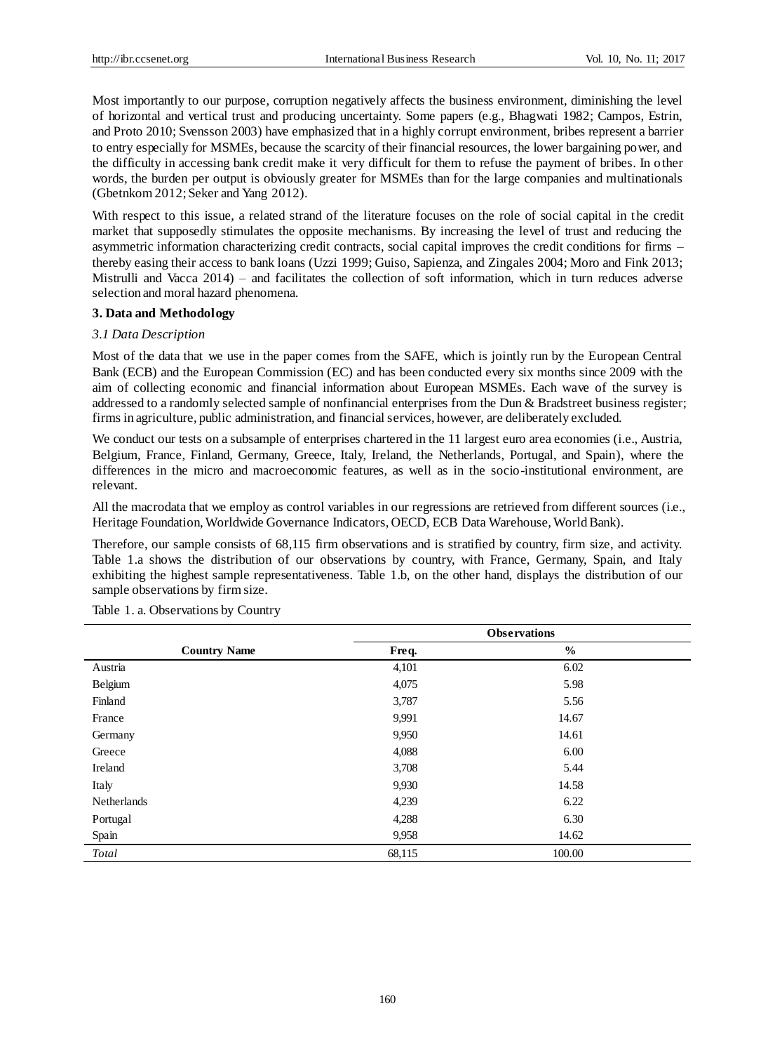Most importantly to our purpose, corruption negatively affects the business environment, diminishing the level of horizontal and vertical trust and producing uncertainty. Some papers (e.g., Bhagwati 1982; Campos, Estrin, and Proto 2010; Svensson 2003) have emphasized that in a highly corrupt environment, bribes represent a barrier to entry especially for MSMEs, because the scarcity of their financial resources, the lower bargaining power, and the difficulty in accessing bank credit make it very difficult for them to refuse the payment of bribes. In other words, the burden per output is obviously greater for MSMEs than for the large companies and multinationals (Gbetnkom 2012; Seker and Yang 2012).

With respect to this issue, a related strand of the literature focuses on the role of social capital in the credit market that supposedly stimulates the opposite mechanisms. By increasing the level of trust and reducing the asymmetric information characterizing credit contracts, social capital improves the credit conditions for firms – thereby easing their access to bank loans (Uzzi 1999; Guiso, Sapienza, and Zingales 2004; Moro and Fink 2013; Mistrulli and Vacca 2014) – and facilitates the collection of soft information, which in turn reduces adverse selection and moral hazard phenomena.

## 3. Data and Methodology

### *3.1 Data Description*

Most of the data that we use in the paper comes from the SAFE, which is jointly run by the European Central Bank (ECB) and the European Commission (EC) and has been conducted every six months since 2009 with the aim of collecting economic and financial information about European MSMEs. Each wave of the survey is addressed to a randomly selected sample of nonfinancial enterprises from the Dun & Bradstreet business register; firms in agriculture, public administration, and financial services, however, are deliberately excluded.

We conduct our tests on a subsample of enterprises chartered in the 11 largest euro area economies (i.e., Austria, Belgium, France, Finland, Germany, Greece, Italy, Ireland, the Netherlands, Portugal, and Spain), where the differences in the micro and macroeconomic features, as well as in the socio-institutional environment, are relevant.

All the macrodata that we employ as control variables in our regressions are retrieved from different sources (i.e., Heritage Foundation, Worldwide Governance Indicators, OECD, ECB Data Warehouse, World Bank).

Therefore, our sample consists of 68,115 firm observations and is stratified by country, firm size, and activity. Table 1.a shows the distribution of our observations by country, with France, Germany, Spain, and Italy exhibiting the highest sample representativeness. Table 1.b, on the other hand, displays the distribution of our sample observations by firm size.

Table 1. a. Observations by Country

| | **Observations** | |
|---|---|---|
| **Country Name** | **Freq.** | **%** |
| Austria | 4,101 | 6.02 |
| Belgium | 4,075 | 5.98 |
| Finland | 3,787 | 5.56 |
| France | 9,991 | 14.67 |
| Germany | 9,950 | 14.61 |
| Greece | 4,088 | 6.00 |
| Ireland | 3,708 | 5.44 |
| Italy | 9,930 | 14.58 |
| Netherlands | 4,239 | 6.22 |
| Portugal | 4,288 | 6.30 |
| Spain | 9,958 | 14.62 |
| *Total* | 68,115 | 100.00 |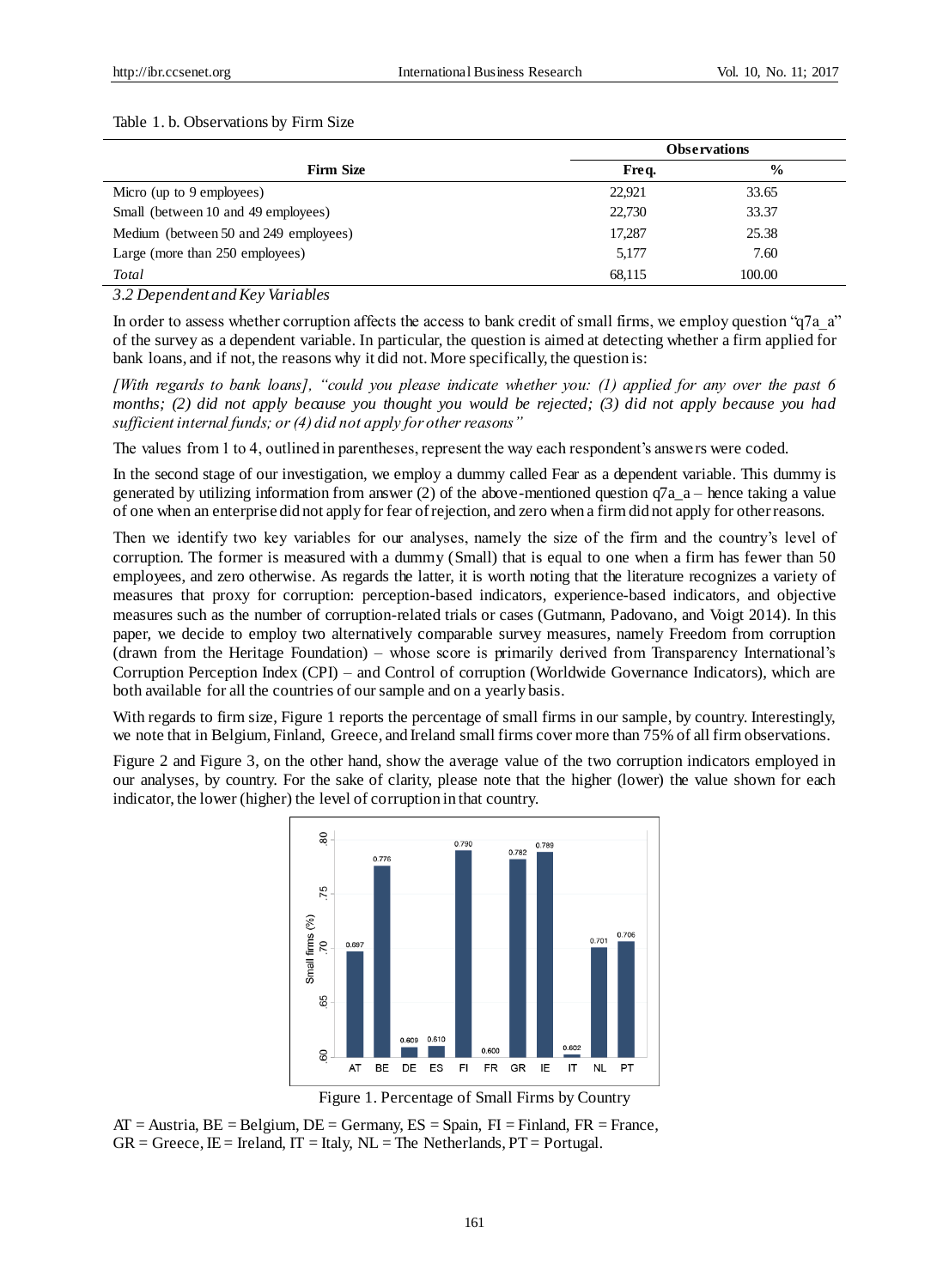Table 1. b. Observations by Firm Size

| Firm Size | Observations | |
|---|---|---|
| | Freq. | % |
| Micro (up to 9 employees) | 22,921 | 33.65 |
| Small (between 10 and 49 employees) | 22,730 | 33.37 |
| Medium (between 50 and 249 employees) | 17,287 | 25.38 |
| Large (more than 250 employees) | 5,177 | 7.60 |
| *Total* | 68,115 | 100.00 |

### *3.2 Dependent and Key Variables*

In order to assess whether corruption affects the access to bank credit of small firms, we employ question "q7a_a" of the survey as a dependent variable. In particular, the question is aimed at detecting whether a firm applied for bank loans, and if not, the reasons why it did not. More specifically, the question is:

*[With regards to bank loans], "could you please indicate whether you: (1) applied for any over the past 6 months; (2) did not apply because you thought you would be rejected; (3) did not apply because you had sufficient internal funds; or (4) did not apply for other reasons"*

The values from 1 to 4, outlined in parentheses, represent the way each respondent's answers were coded.

In the second stage of our investigation, we employ a dummy called Fear as a dependent variable. This dummy is generated by utilizing information from answer (2) of the above-mentioned question q7a_a – hence taking a value of one when an enterprise did not apply for fear of rejection, and zero when a firm did not apply for other reasons.

Then we identify two key variables for our analyses, namely the size of the firm and the country's level of corruption. The former is measured with a dummy (Small) that is equal to one when a firm has fewer than 50 employees, and zero otherwise. As regards the latter, it is worth noting that the literature recognizes a variety of measures that proxy for corruption: perception-based indicators, experience-based indicators, and objective measures such as the number of corruption-related trials or cases (Gutmann, Padovano, and Voigt 2014). In this paper, we decide to employ two alternatively comparable survey measures, namely Freedom from corruption (drawn from the Heritage Foundation) – whose score is primarily derived from Transparency International's Corruption Perception Index (CPI) – and Control of corruption (Worldwide Governance Indicators), which are both available for all the countries of our sample and on a yearly basis.

With regards to firm size, Figure 1 reports the percentage of small firms in our sample, by country. Interestingly, we note that in Belgium, Finland, Greece, and Ireland small firms cover more than 75% of all firm observations.

Figure 2 and Figure 3, on the other hand, show the average value of the two corruption indicators employed in our analyses, by country. For the sake of clarity, please note that the higher (lower) the value shown for each indicator, the lower (higher) the level of corruption in that country.

Figure 1. Percentage of Small Firms by Country

AT = Austria, BE = Belgium, DE = Germany, ES = Spain, FI = Finland, FR = France, GR = Greece, IE = Ireland, IT = Italy, NL = The Netherlands, PT = Portugal.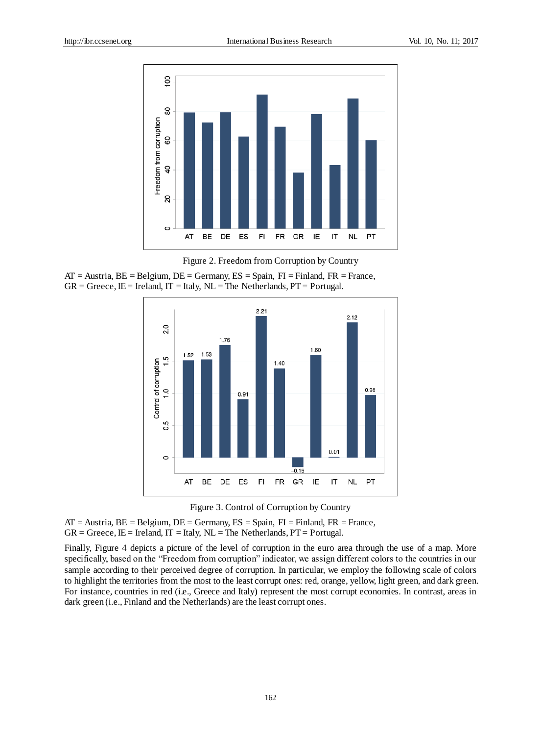Figure 2. Freedom from Corruption by Country

AT = Austria, BE = Belgium, DE = Germany, ES = Spain, FI = Finland, FR = France, GR = Greece, IE = Ireland, IT = Italy, NL = The Netherlands, PT = Portugal.

Figure 3. Control of Corruption by Country

AT = Austria, BE = Belgium, DE = Germany, ES = Spain, FI = Finland, FR = France, GR = Greece, IE = Ireland, IT = Italy, NL = The Netherlands, PT = Portugal.

Finally, Figure 4 depicts a picture of the level of corruption in the euro area through the use of a map. More specifically, based on the "Freedom from corruption" indicator, we assign different colors to the countries in our sample according to their perceived degree of corruption. In particular, we employ the following scale of colors to highlight the territories from the most to the least corrupt ones: red, orange, yellow, light green, and dark green. For instance, countries in red (i.e., Greece and Italy) represent the most corrupt economies. In contrast, areas in dark green (i.e., Finland and the Netherlands) are the least corrupt ones.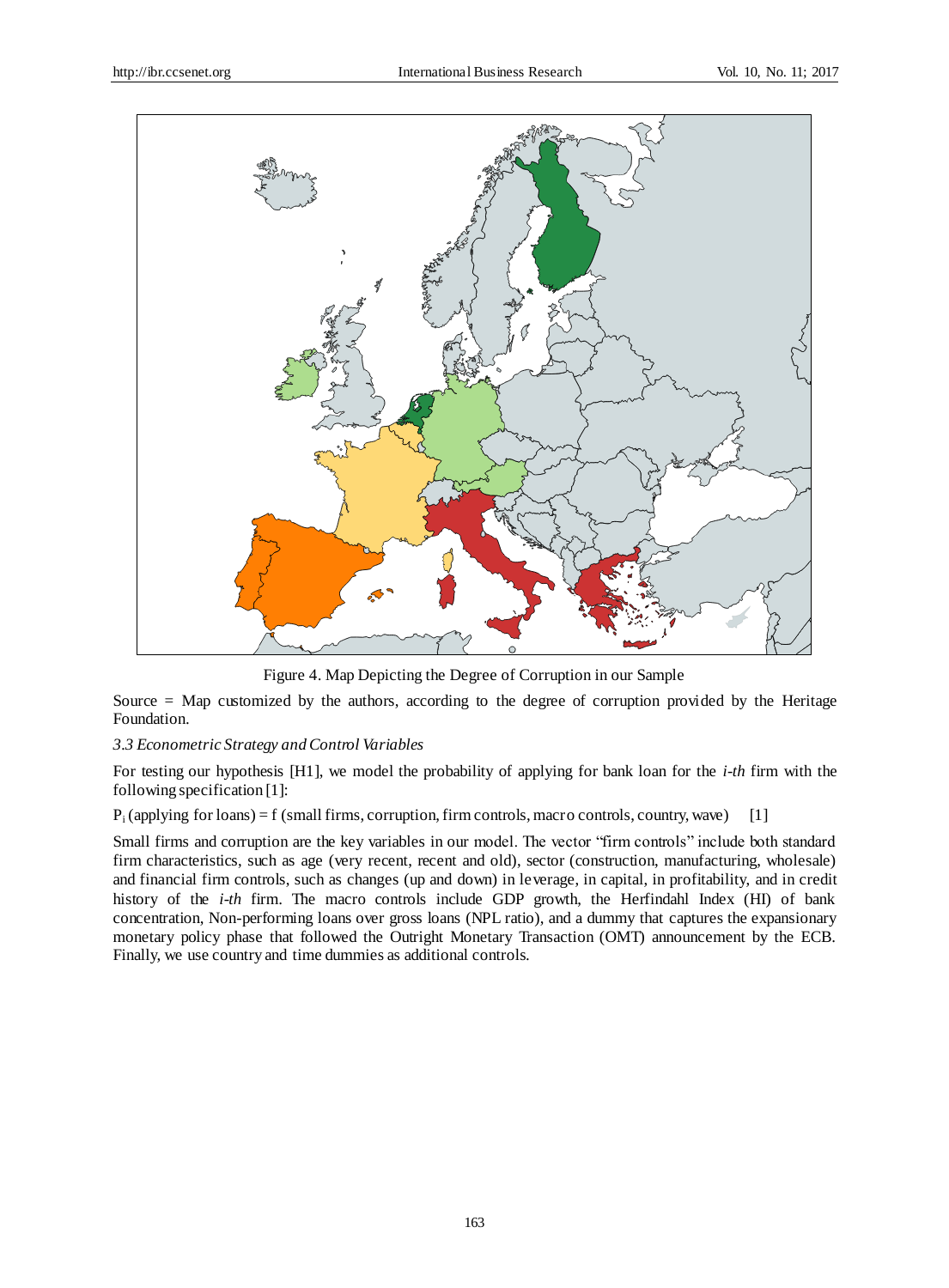Figure 4. Map Depicting the Degree of Corruption in our Sample

Source = Map customized by the authors, according to the degree of corruption provided by the Heritage Foundation.

### *3.3 Econometric Strategy and Control Variables*

For testing our hypothesis [H1], we model the probability of applying for bank loan for the *i-th* firm with the following specification [1]:

$$P_i\,(\text{applying for loans}) = f\,(\text{small firms, corruption, firm controls, macro controls, country, wave}) \quad [1]$$

Small firms and corruption are the key variables in our model. The vector "firm controls" include both standard firm characteristics, such as age (very recent, recent and old), sector (construction, manufacturing, wholesale) and financial firm controls, such as changes (up and down) in leverage, in capital, in profitability, and in credit history of the *i-th* firm. The macro controls include GDP growth, the Herfindahl Index (HI) of bank concentration, Non-performing loans over gross loans (NPL ratio), and a dummy that captures the expansionary monetary policy phase that followed the Outright Monetary Transaction (OMT) announcement by the ECB. Finally, we use country and time dummies as additional controls.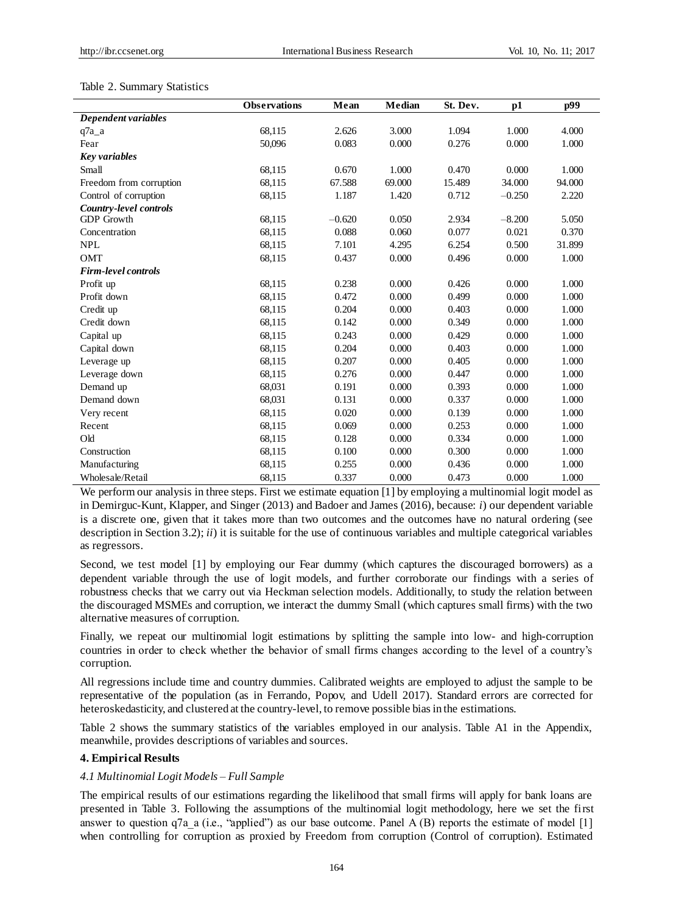Table 2. Summary Statistics

| | Observations | Mean | Median | St. Dev. | p1 | p99 |
|---|---|---|---|---|---|---|
| ***Dependent variables*** | | | | | | |
| q7a_a | 68,115 | 2.626 | 3.000 | 1.094 | 1.000 | 4.000 |
| Fear | 50,096 | 0.083 | 0.000 | 0.276 | 0.000 | 1.000 |
| ***Key variables*** | | | | | | |
| Small | 68,115 | 0.670 | 1.000 | 0.470 | 0.000 | 1.000 |
| Freedom from corruption | 68,115 | 67.588 | 69.000 | 15.489 | 34.000 | 94.000 |
| Control of corruption | 68,115 | 1.187 | 1.420 | 0.712 | –0.250 | 2.220 |
| ***Country-level controls*** | | | | | | |
| GDP Growth | 68,115 | –0.620 | 0.050 | 2.934 | –8.200 | 5.050 |
| Concentration | 68,115 | 0.088 | 0.060 | 0.077 | 0.021 | 0.370 |
| NPL | 68,115 | 7.101 | 4.295 | 6.254 | 0.500 | 31.899 |
| OMT | 68,115 | 0.437 | 0.000 | 0.496 | 0.000 | 1.000 |
| ***Firm-level controls*** | | | | | | |
| Profit up | 68,115 | 0.238 | 0.000 | 0.426 | 0.000 | 1.000 |
| Profit down | 68,115 | 0.472 | 0.000 | 0.499 | 0.000 | 1.000 |
| Credit up | 68,115 | 0.204 | 0.000 | 0.403 | 0.000 | 1.000 |
| Credit down | 68,115 | 0.142 | 0.000 | 0.349 | 0.000 | 1.000 |
| Capital up | 68,115 | 0.243 | 0.000 | 0.429 | 0.000 | 1.000 |
| Capital down | 68,115 | 0.204 | 0.000 | 0.403 | 0.000 | 1.000 |
| Leverage up | 68,115 | 0.207 | 0.000 | 0.405 | 0.000 | 1.000 |
| Leverage down | 68,115 | 0.276 | 0.000 | 0.447 | 0.000 | 1.000 |
| Demand up | 68,031 | 0.191 | 0.000 | 0.393 | 0.000 | 1.000 |
| Demand down | 68,031 | 0.131 | 0.000 | 0.337 | 0.000 | 1.000 |
| Very recent | 68,115 | 0.020 | 0.000 | 0.139 | 0.000 | 1.000 |
| Recent | 68,115 | 0.069 | 0.000 | 0.253 | 0.000 | 1.000 |
| Old | 68,115 | 0.128 | 0.000 | 0.334 | 0.000 | 1.000 |
| Construction | 68,115 | 0.100 | 0.000 | 0.300 | 0.000 | 1.000 |
| Manufacturing | 68,115 | 0.255 | 0.000 | 0.436 | 0.000 | 1.000 |
| Wholesale/Retail | 68,115 | 0.337 | 0.000 | 0.473 | 0.000 | 1.000 |

We perform our analysis in three steps. First we estimate equation [1] by employing a multinomial logit model as in Demirguc-Kunt, Klapper, and Singer (2013) and Badoer and James (2016), because: *i*) our dependent variable is a discrete one, given that it takes more than two outcomes and the outcomes have no natural ordering (see description in Section 3.2); *ii*) it is suitable for the use of continuous variables and multiple categorical variables as regressors.

Second, we test model [1] by employing our Fear dummy (which captures the discouraged borrowers) as a dependent variable through the use of logit models, and further corroborate our findings with a series of robustness checks that we carry out via Heckman selection models. Additionally, to study the relation between the discouraged MSMEs and corruption, we interact the dummy Small (which captures small firms) with the two alternative measures of corruption.

Finally, we repeat our multinomial logit estimations by splitting the sample into low- and high-corruption countries in order to check whether the behavior of small firms changes according to the level of a country's corruption.

All regressions include time and country dummies. Calibrated weights are employed to adjust the sample to be representative of the population (as in Ferrando, Popov, and Udell 2017). Standard errors are corrected for heteroskedasticity, and clustered at the country-level, to remove possible bias in the estimations.

Table 2 shows the summary statistics of the variables employed in our analysis. Table A1 in the Appendix, meanwhile, provides descriptions of variables and sources.

## 4. Empirical Results

### *4.1 Multinomial Logit Models – Full Sample*

The empirical results of our estimations regarding the likelihood that small firms will apply for bank loans are presented in Table 3. Following the assumptions of the multinomial logit methodology, here we set the first answer to question q7a_a (i.e., "applied") as our base outcome. Panel A (B) reports the estimate of model [1] when controlling for corruption as proxied by Freedom from corruption (Control of corruption). Estimated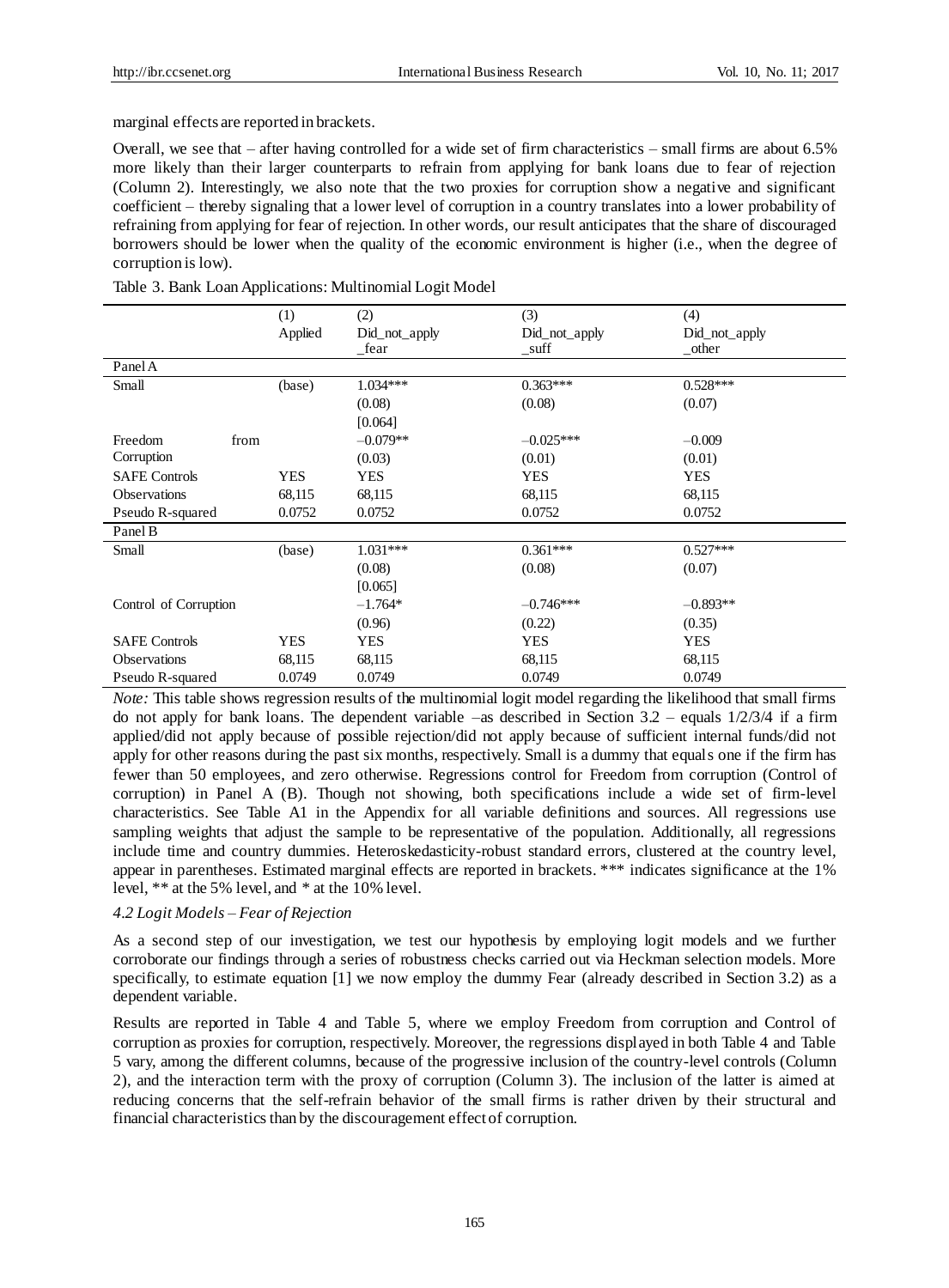marginal effects are reported in brackets.

Overall, we see that – after having controlled for a wide set of firm characteristics – small firms are about 6.5% more likely than their larger counterparts to refrain from applying for bank loans due to fear of rejection (Column 2). Interestingly, we also note that the two proxies for corruption show a negative and significant coefficient – thereby signaling that a lower level of corruption in a country translates into a lower probability of refraining from applying for fear of rejection. In other words, our result anticipates that the share of discouraged borrowers should be lower when the quality of the economic environment is higher (i.e., when the degree of corruption is low).

Table 3. Bank Loan Applications: Multinomial Logit Model

| | (1)<br>Applied | (2)<br>Did_not_apply<br>_fear | (3)<br>Did_not_apply<br>_suff | (4)<br>Did_not_apply<br>_other |
|---|---|---|---|---|
| Panel A | | | | |
| Small | (base) | 1.034*** | 0.363*** | 0.528*** |
| | | (0.08) | (0.08) | (0.07) |
| | | [0.064] | | |
| Freedom from Corruption | | –0.079** | –0.025*** | –0.009 |
| | | (0.03) | (0.01) | (0.01) |
| SAFE Controls | YES | YES | YES | YES |
| Observations | 68,115 | 68,115 | 68,115 | 68,115 |
| Pseudo R-squared | 0.0752 | 0.0752 | 0.0752 | 0.0752 |
| Panel B | | | | |
| Small | (base) | 1.031*** | 0.361*** | 0.527*** |
| | | (0.08) | (0.08) | (0.07) |
| | | [0.065] | | |
| Control of Corruption | | –1.764* | –0.746*** | –0.893** |
| | | (0.96) | (0.22) | (0.35) |
| SAFE Controls | YES | YES | YES | YES |
| Observations | 68,115 | 68,115 | 68,115 | 68,115 |
| Pseudo R-squared | 0.0749 | 0.0749 | 0.0749 | 0.0749 |

*Note:* This table shows regression results of the multinomial logit model regarding the likelihood that small firms do not apply for bank loans. The dependent variable –as described in Section 3.2 – equals 1/2/3/4 if a firm applied/did not apply because of possible rejection/did not apply because of sufficient internal funds/did not apply for other reasons during the past six months, respectively. Small is a dummy that equals one if the firm has fewer than 50 employees, and zero otherwise. Regressions control for Freedom from corruption (Control of corruption) in Panel A (B). Though not showing, both specifications include a wide set of firm-level characteristics. See Table A1 in the Appendix for all variable definitions and sources. All regressions use sampling weights that adjust the sample to be representative of the population. Additionally, all regressions include time and country dummies. Heteroskedasticity-robust standard errors, clustered at the country level, appear in parentheses. Estimated marginal effects are reported in brackets. *** indicates significance at the 1% level, ** at the 5% level, and * at the 10% level.

### *4.2 Logit Models – Fear of Rejection*

As a second step of our investigation, we test our hypothesis by employing logit models and we further corroborate our findings through a series of robustness checks carried out via Heckman selection models. More specifically, to estimate equation [1] we now employ the dummy Fear (already described in Section 3.2) as a dependent variable.

Results are reported in Table 4 and Table 5, where we employ Freedom from corruption and Control of corruption as proxies for corruption, respectively. Moreover, the regressions displayed in both Table 4 and Table 5 vary, among the different columns, because of the progressive inclusion of the country-level controls (Column 2), and the interaction term with the proxy of corruption (Column 3). The inclusion of the latter is aimed at reducing concerns that the self-refrain behavior of the small firms is rather driven by their structural and financial characteristics than by the discouragement effect of corruption.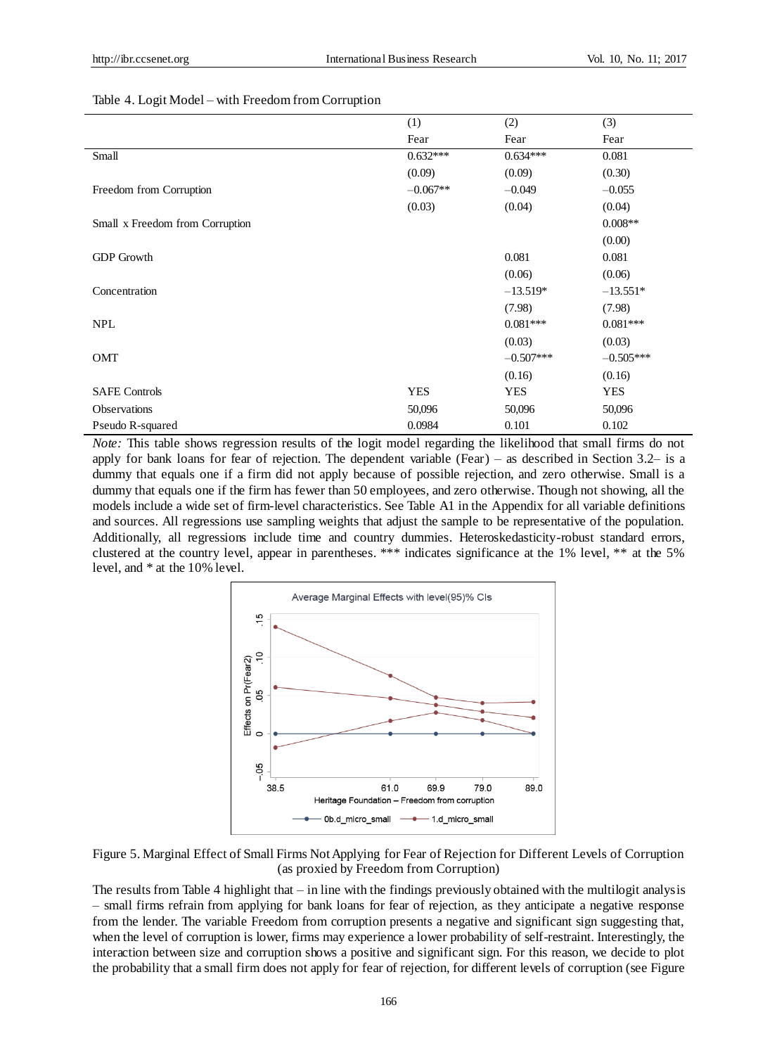Table 4. Logit Model – with Freedom from Corruption

| | (1) | (2) | (3) |
|---|---|---|---|
| | Fear | Fear | Fear |
| Small | 0.632*** | 0.634*** | 0.081 |
| | (0.09) | (0.09) | (0.30) |
| Freedom from Corruption | −0.067** | −0.049 | −0.055 |
| | (0.03) | (0.04) | (0.04) |
| Small x Freedom from Corruption | | | 0.008** |
| | | | (0.00) |
| GDP Growth | | 0.081 | 0.081 |
| | | (0.06) | (0.06) |
| Concentration | | −13.519* | −13.551* |
| | | (7.98) | (7.98) |
| NPL | | 0.081*** | 0.081*** |
| | | (0.03) | (0.03) |
| OMT | | −0.507*** | −0.505*** |
| | | (0.16) | (0.16) |
| SAFE Controls | YES | YES | YES |
| Observations | 50,096 | 50,096 | 50,096 |
| Pseudo R-squared | 0.0984 | 0.101 | 0.102 |

*Note:* This table shows regression results of the logit model regarding the likelihood that small firms do not apply for bank loans for fear of rejection. The dependent variable (Fear) – as described in Section 3.2– is a dummy that equals one if a firm did not apply because of possible rejection, and zero otherwise. Small is a dummy that equals one if the firm has fewer than 50 employees, and zero otherwise. Though not showing, all the models include a wide set of firm-level characteristics. See Table A1 in the Appendix for all variable definitions and sources. All regressions use sampling weights that adjust the sample to be representative of the population. Additionally, all regressions include time and country dummies. Heteroskedasticity-robust standard errors, clustered at the country level, appear in parentheses. *** indicates significance at the 1% level, ** at the 5% level, and * at the 10% level.

Figure 5. Marginal Effect of Small Firms Not Applying for Fear of Rejection for Different Levels of Corruption (as proxied by Freedom from Corruption)

The results from Table 4 highlight that – in line with the findings previously obtained with the multilogit analysis – small firms refrain from applying for bank loans for fear of rejection, as they anticipate a negative response from the lender. The variable Freedom from corruption presents a negative and significant sign suggesting that, when the level of corruption is lower, firms may experience a lower probability of self-restraint. Interestingly, the interaction between size and corruption shows a positive and significant sign. For this reason, we decide to plot the probability that a small firm does not apply for fear of rejection, for different levels of corruption (see Figure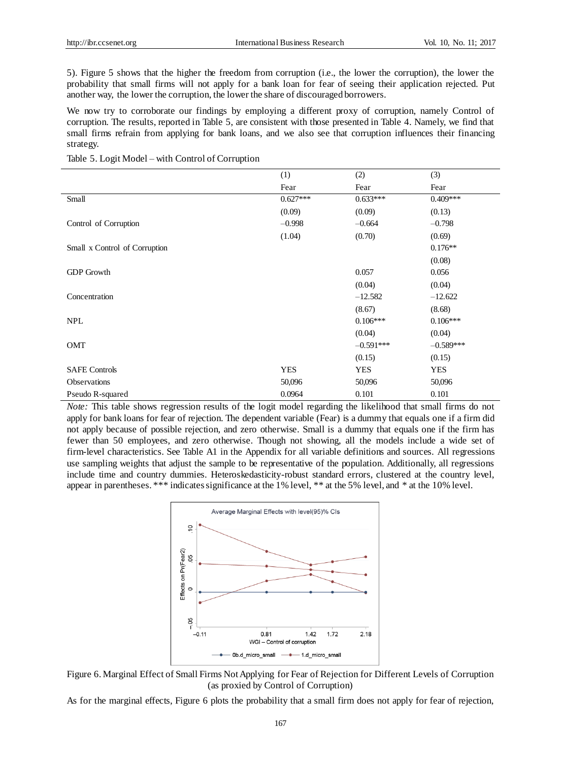5). Figure 5 shows that the higher the freedom from corruption (i.e., the lower the corruption), the lower the probability that small firms will not apply for a bank loan for fear of seeing their application rejected. Put another way, the lower the corruption, the lower the share of discouraged borrowers.

We now try to corroborate our findings by employing a different proxy of corruption, namely Control of corruption. The results, reported in Table 5, are consistent with those presented in Table 4. Namely, we find that small firms refrain from applying for bank loans, and we also see that corruption influences their financing strategy.

Table 5. Logit Model – with Control of Corruption

| | (1) | (2) | (3) |
|---|---|---|---|
| | Fear | Fear | Fear |
| Small | 0.627*** | 0.633*** | 0.409*** |
| | (0.09) | (0.09) | (0.13) |
| Control of Corruption | –0.998 | –0.664 | –0.798 |
| | (1.04) | (0.70) | (0.69) |
| Small x Control of Corruption | | | 0.176** |
| | | | (0.08) |
| GDP Growth | | 0.057 | 0.056 |
| | | (0.04) | (0.04) |
| Concentration | | –12.582 | –12.622 |
| | | (8.67) | (8.68) |
| NPL | | 0.106*** | 0.106*** |
| | | (0.04) | (0.04) |
| OMT | | –0.591*** | –0.589*** |
| | | (0.15) | (0.15) |
| SAFE Controls | YES | YES | YES |
| Observations | 50,096 | 50,096 | 50,096 |
| Pseudo R-squared | 0.0964 | 0.101 | 0.101 |

*Note:* This table shows regression results of the logit model regarding the likelihood that small firms do not apply for bank loans for fear of rejection. The dependent variable (Fear) is a dummy that equals one if a firm did not apply because of possible rejection, and zero otherwise. Small is a dummy that equals one if the firm has fewer than 50 employees, and zero otherwise. Though not showing, all the models include a wide set of firm-level characteristics. See Table A1 in the Appendix for all variable definitions and sources. All regressions use sampling weights that adjust the sample to be representative of the population. Additionally, all regressions include time and country dummies. Heteroskedasticity-robust standard errors, clustered at the country level, appear in parentheses. *** indicates significance at the 1% level, ** at the 5% level, and * at the 10% level.

Figure 6. Marginal Effect of Small Firms Not Applying for Fear of Rejection for Different Levels of Corruption (as proxied by Control of Corruption)

As for the marginal effects, Figure 6 plots the probability that a small firm does not apply for fear of rejection,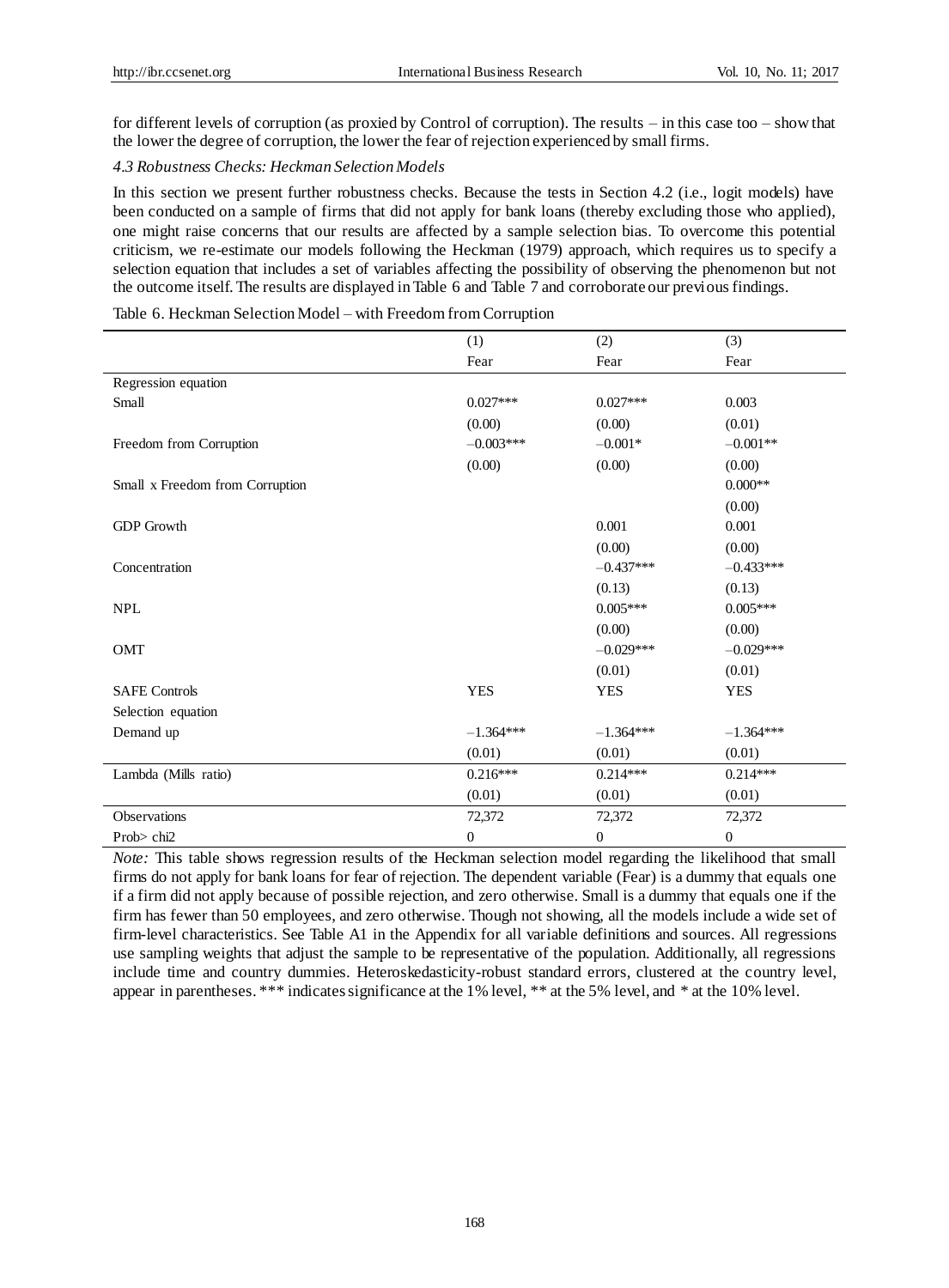for different levels of corruption (as proxied by Control of corruption). The results – in this case too – show that the lower the degree of corruption, the lower the fear of rejection experienced by small firms.

*4.3 Robustness Checks: Heckman Selection Models*

In this section we present further robustness checks. Because the tests in Section 4.2 (i.e., logit models) have been conducted on a sample of firms that did not apply for bank loans (thereby excluding those who applied), one might raise concerns that our results are affected by a sample selection bias. To overcome this potential criticism, we re-estimate our models following the Heckman (1979) approach, which requires us to specify a selection equation that includes a set of variables affecting the possibility of observing the phenomenon but not the outcome itself. The results are displayed in Table 6 and Table 7 and corroborate our previous findings.

Table 6. Heckman Selection Model – with Freedom from Corruption

| | (1) | (2) | (3) |
|---|---|---|---|
| | Fear | Fear | Fear |
| Regression equation | | | |
| Small | 0.027*** | 0.027*** | 0.003 |
| | (0.00) | (0.00) | (0.01) |
| Freedom from Corruption | −0.003*** | −0.001* | −0.001** |
| | (0.00) | (0.00) | (0.00) |
| Small x Freedom from Corruption | | | 0.000** |
| | | | (0.00) |
| GDP Growth | | 0.001 | 0.001 |
| | | (0.00) | (0.00) |
| Concentration | | −0.437*** | −0.433*** |
| | | (0.13) | (0.13) |
| NPL | | 0.005*** | 0.005*** |
| | | (0.00) | (0.00) |
| OMT | | −0.029*** | −0.029*** |
| | | (0.01) | (0.01) |
| SAFE Controls | YES | YES | YES |
| Selection equation | | | |
| Demand up | −1.364*** | −1.364*** | −1.364*** |
| | (0.01) | (0.01) | (0.01) |
| Lambda (Mills ratio) | 0.216*** | 0.214*** | 0.214*** |
| | (0.01) | (0.01) | (0.01) |
| Observations | 72,372 | 72,372 | 72,372 |
| Prob> chi2 | 0 | 0 | 0 |

*Note:* This table shows regression results of the Heckman selection model regarding the likelihood that small firms do not apply for bank loans for fear of rejection. The dependent variable (Fear) is a dummy that equals one if a firm did not apply because of possible rejection, and zero otherwise. Small is a dummy that equals one if the firm has fewer than 50 employees, and zero otherwise. Though not showing, all the models include a wide set of firm-level characteristics. See Table A1 in the Appendix for all variable definitions and sources. All regressions use sampling weights that adjust the sample to be representative of the population. Additionally, all regressions include time and country dummies. Heteroskedasticity-robust standard errors, clustered at the country level, appear in parentheses. *** indicates significance at the 1% level, ** at the 5% level, and * at the 10% level.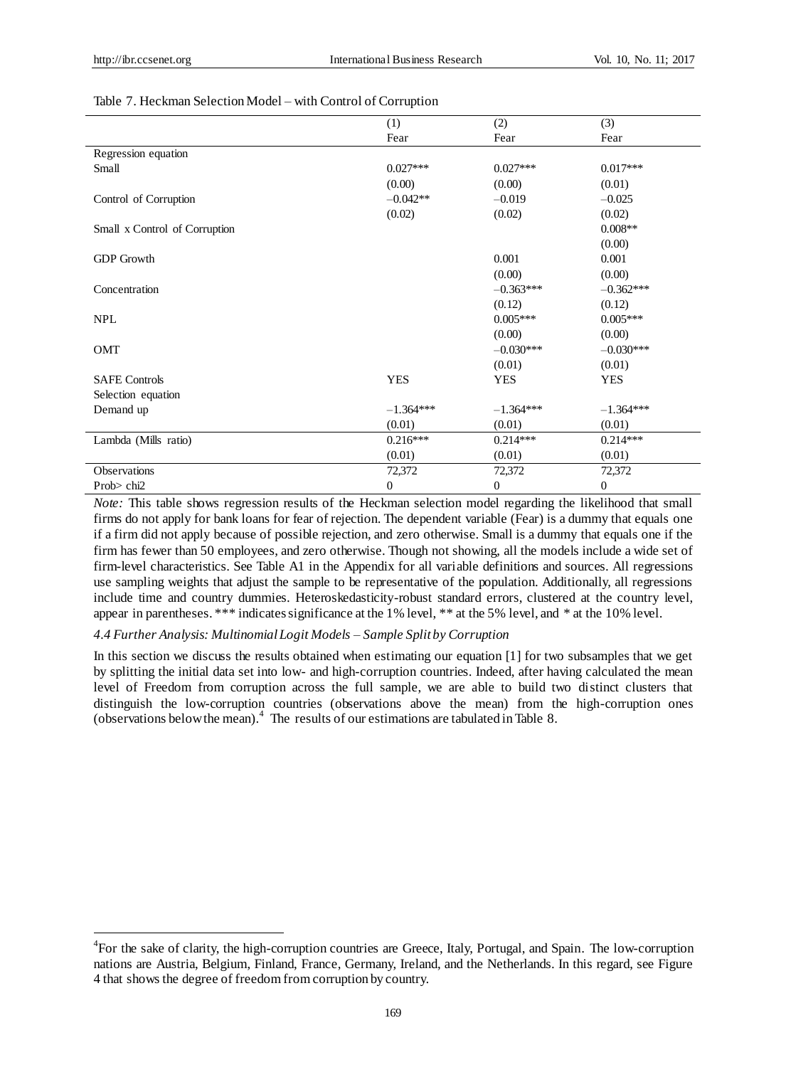Table 7. Heckman Selection Model – with Control of Corruption

| | (1) Fear | (2) Fear | (3) Fear |
|---|---|---|---|
| Regression equation | | | |
| Small | 0.027*** | 0.027*** | 0.017*** |
| | (0.00) | (0.00) | (0.01) |
| Control of Corruption | −0.042** | −0.019 | −0.025 |
| | (0.02) | (0.02) | (0.02) |
| Small x Control of Corruption | | | 0.008** |
| | | | (0.00) |
| GDP Growth | | 0.001 | 0.001 |
| | | (0.00) | (0.00) |
| Concentration | | −0.363*** | −0.362*** |
| | | (0.12) | (0.12) |
| NPL | | 0.005*** | 0.005*** |
| | | (0.00) | (0.00) |
| OMT | | −0.030*** | −0.030*** |
| | | (0.01) | (0.01) |
| SAFE Controls | YES | YES | YES |
| Selection equation | | | |
| Demand up | −1.364*** | −1.364*** | −1.364*** |
| | (0.01) | (0.01) | (0.01) |
| Lambda (Mills ratio) | 0.216*** | 0.214*** | 0.214*** |
| | (0.01) | (0.01) | (0.01) |
| Observations | 72,372 | 72,372 | 72,372 |
| Prob> chi2 | 0 | 0 | 0 |

*Note:* This table shows regression results of the Heckman selection model regarding the likelihood that small firms do not apply for bank loans for fear of rejection. The dependent variable (Fear) is a dummy that equals one if a firm did not apply because of possible rejection, and zero otherwise. Small is a dummy that equals one if the firm has fewer than 50 employees, and zero otherwise. Though not showing, all the models include a wide set of firm-level characteristics. See Table A1 in the Appendix for all variable definitions and sources. All regressions use sampling weights that adjust the sample to be representative of the population. Additionally, all regressions include time and country dummies. Heteroskedasticity-robust standard errors, clustered at the country level, appear in parentheses. *** indicates significance at the 1% level, ** at the 5% level, and * at the 10% level.

### *4.4 Further Analysis: Multinomial Logit Models – Sample Split by Corruption*

In this section we discuss the results obtained when estimating our equation [1] for two subsamples that we get by splitting the initial data set into low- and high-corruption countries. Indeed, after having calculated the mean level of Freedom from corruption across the full sample, we are able to build two distinct clusters that distinguish the low-corruption countries (observations above the mean) from the high-corruption ones (observations below the mean).[4] The results of our estimations are tabulated in Table 8.

[4] For the sake of clarity, the high-corruption countries are Greece, Italy, Portugal, and Spain. The low-corruption nations are Austria, Belgium, Finland, France, Germany, Ireland, and the Netherlands. In this regard, see Figure 4 that shows the degree of freedom from corruption by country.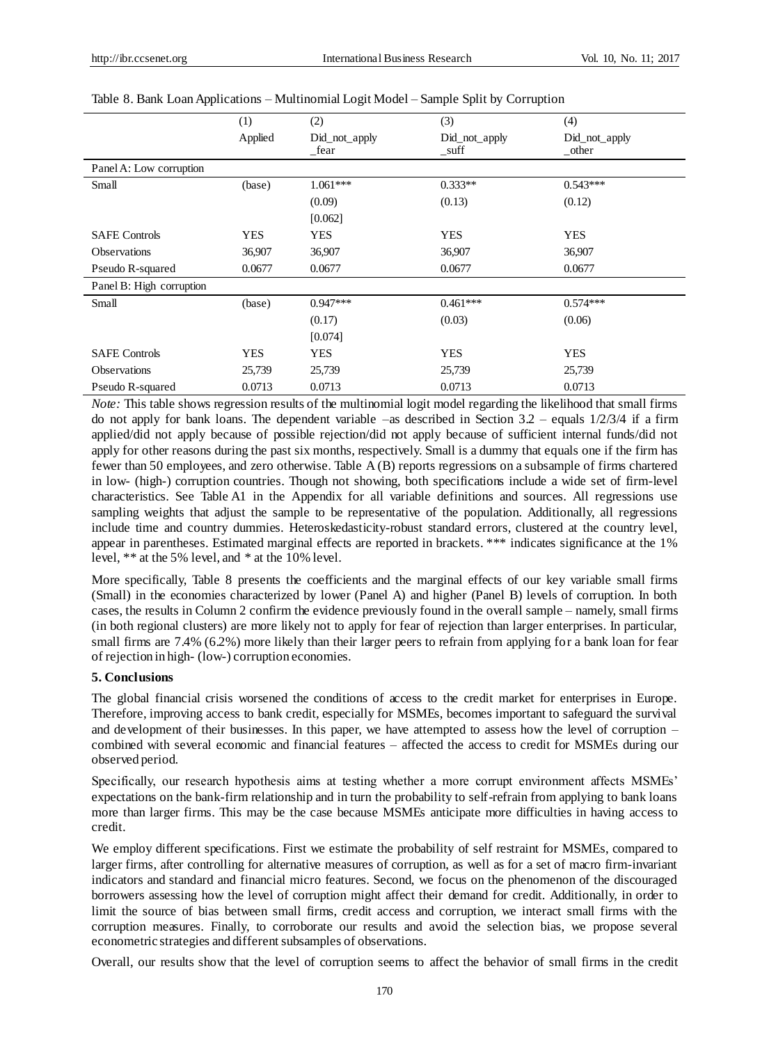Table 8. Bank Loan Applications – Multinomial Logit Model – Sample Split by Corruption

| | (1) | (2) | (3) | (4) |
|---|---|---|---|---|
| | Applied | Did_not_apply _fear | Did_not_apply _suff | Did_not_apply _other |
| Panel A: Low corruption | | | | |
| Small | (base) | 1.061*** | 0.333** | 0.543*** |
| | | (0.09) | (0.13) | (0.12) |
| | | [0.062] | | |
| SAFE Controls | YES | YES | YES | YES |
| Observations | 36,907 | 36,907 | 36,907 | 36,907 |
| Pseudo R-squared | 0.0677 | 0.0677 | 0.0677 | 0.0677 |
| Panel B: High corruption | | | | |
| Small | (base) | 0.947*** | 0.461*** | 0.574*** |
| | | (0.17) | (0.03) | (0.06) |
| | | [0.074] | | |
| SAFE Controls | YES | YES | YES | YES |
| Observations | 25,739 | 25,739 | 25,739 | 25,739 |
| Pseudo R-squared | 0.0713 | 0.0713 | 0.0713 | 0.0713 |

*Note:* This table shows regression results of the multinomial logit model regarding the likelihood that small firms do not apply for bank loans. The dependent variable –as described in Section 3.2 – equals 1/2/3/4 if a firm applied/did not apply because of possible rejection/did not apply because of sufficient internal funds/did not apply for other reasons during the past six months, respectively. Small is a dummy that equals one if the firm has fewer than 50 employees, and zero otherwise. Table A (B) reports regressions on a subsample of firms chartered in low- (high-) corruption countries. Though not showing, both specifications include a wide set of firm-level characteristics. See Table A1 in the Appendix for all variable definitions and sources. All regressions use sampling weights that adjust the sample to be representative of the population. Additionally, all regressions include time and country dummies. Heteroskedasticity-robust standard errors, clustered at the country level, appear in parentheses. Estimated marginal effects are reported in brackets. *** indicates significance at the 1% level, ** at the 5% level, and * at the 10% level.

More specifically, Table 8 presents the coefficients and the marginal effects of our key variable small firms (Small) in the economies characterized by lower (Panel A) and higher (Panel B) levels of corruption. In both cases, the results in Column 2 confirm the evidence previously found in the overall sample – namely, small firms (in both regional clusters) are more likely not to apply for fear of rejection than larger enterprises. In particular, small firms are 7.4% (6.2%) more likely than their larger peers to refrain from applying for a bank loan for fear of rejection in high- (low-) corruption economies.

## 5. Conclusions

The global financial crisis worsened the conditions of access to the credit market for enterprises in Europe. Therefore, improving access to bank credit, especially for MSMEs, becomes important to safeguard the survival and development of their businesses. In this paper, we have attempted to assess how the level of corruption – combined with several economic and financial features – affected the access to credit for MSMEs during our observed period.

Specifically, our research hypothesis aims at testing whether a more corrupt environment affects MSMEs' expectations on the bank-firm relationship and in turn the probability to self-refrain from applying to bank loans more than larger firms. This may be the case because MSMEs anticipate more difficulties in having access to credit.

We employ different specifications. First we estimate the probability of self restraint for MSMEs, compared to larger firms, after controlling for alternative measures of corruption, as well as for a set of macro firm-invariant indicators and standard and financial micro features. Second, we focus on the phenomenon of the discouraged borrowers assessing how the level of corruption might affect their demand for credit. Additionally, in order to limit the source of bias between small firms, credit access and corruption, we interact small firms with the corruption measures. Finally, to corroborate our results and avoid the selection bias, we propose several econometric strategies and different subsamples of observations.

Overall, our results show that the level of corruption seems to affect the behavior of small firms in the credit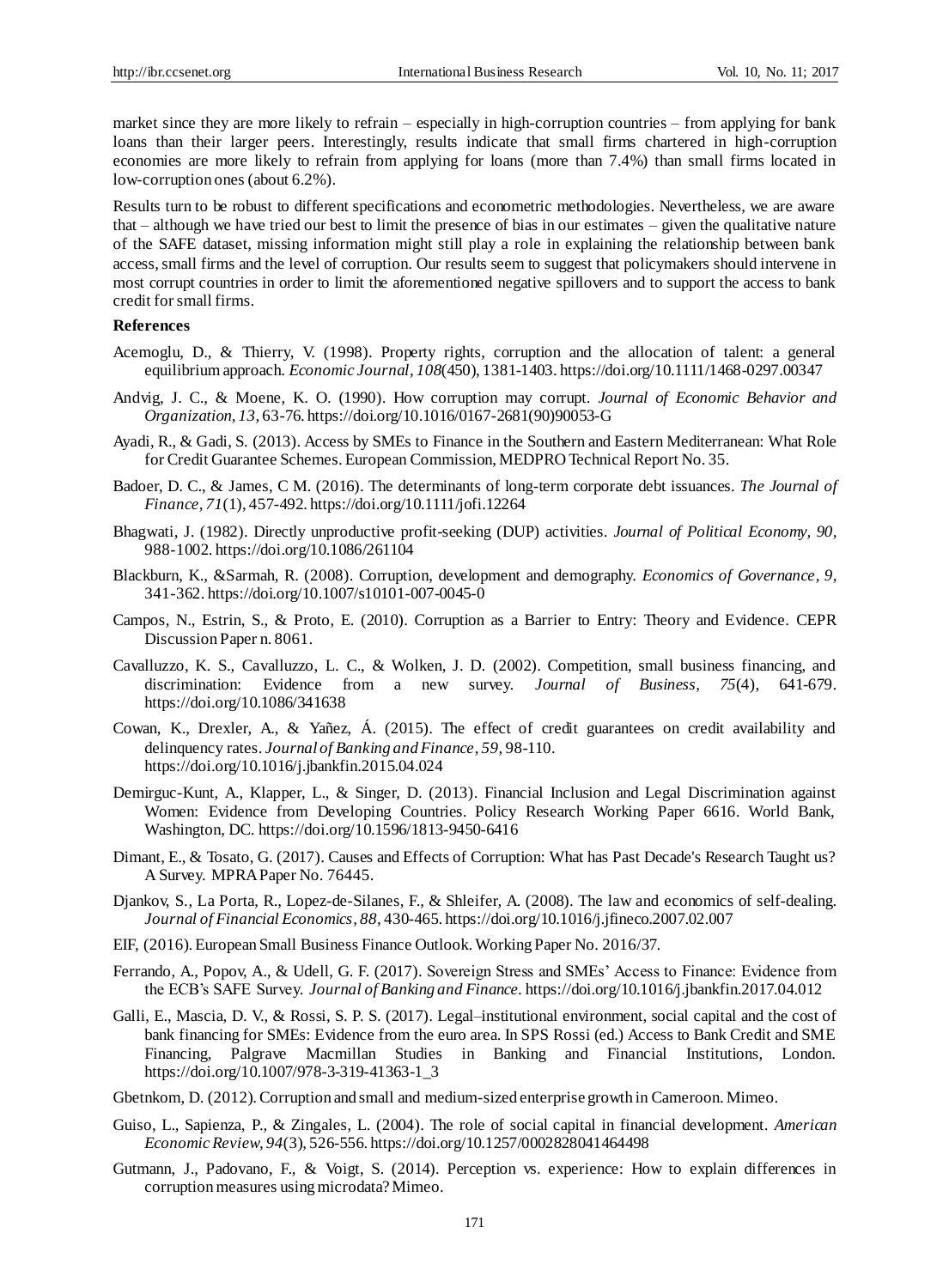market since they are more likely to refrain – especially in high-corruption countries – from applying for bank loans than their larger peers. Interestingly, results indicate that small firms chartered in high-corruption economies are more likely to refrain from applying for loans (more than 7.4%) than small firms located in low-corruption ones (about 6.2%).

Results turn to be robust to different specifications and econometric methodologies. Nevertheless, we are aware that – although we have tried our best to limit the presence of bias in our estimates – given the qualitative nature of the SAFE dataset, missing information might still play a role in explaining the relationship between bank access, small firms and the level of corruption. Our results seem to suggest that policymakers should intervene in most corrupt countries in order to limit the aforementioned negative spillovers and to support the access to bank credit for small firms.

### References

Acemoglu, D., & Thierry, V. (1998). Property rights, corruption and the allocation of talent: a general equilibrium approach. *Economic Journal, 108*(450), 1381-1403. https://doi.org/10.1111/1468-0297.00347

Andvig, J. C., & Moene, K. O. (1990). How corruption may corrupt. *Journal of Economic Behavior and Organization, 13*, 63-76. https://doi.org/10.1016/0167-2681(90)90053-G

Ayadi, R., & Gadi, S. (2013). Access by SMEs to Finance in the Southern and Eastern Mediterranean: What Role for Credit Guarantee Schemes. European Commission, MEDPRO Technical Report No. 35.

Badoer, D. C., & James, C M. (2016). The determinants of long-term corporate debt issuances. *The Journal of Finance, 71*(1), 457-492. https://doi.org/10.1111/jofi.12264

Bhagwati, J. (1982). Directly unproductive profit-seeking (DUP) activities. *Journal of Political Economy, 90*, 988-1002. https://doi.org/10.1086/261104

Blackburn, K., &Sarmah, R. (2008). Corruption, development and demography. *Economics of Governance, 9*, 341-362. https://doi.org/10.1007/s10101-007-0045-0

Campos, N., Estrin, S., & Proto, E. (2010). Corruption as a Barrier to Entry: Theory and Evidence. CEPR Discussion Paper n. 8061.

Cavalluzzo, K. S., Cavalluzzo, L. C., & Wolken, J. D. (2002). Competition, small business financing, and discrimination: Evidence from a new survey. *Journal of Business, 75*(4), 641-679. https://doi.org/10.1086/341638

Cowan, K., Drexler, A., & Yañez, Á. (2015). The effect of credit guarantees on credit availability and delinquency rates. *Journal of Banking and Finance, 59*, 98-110. https://doi.org/10.1016/j.jbankfin.2015.04.024

Demirguc-Kunt, A., Klapper, L., & Singer, D. (2013). Financial Inclusion and Legal Discrimination against Women: Evidence from Developing Countries. Policy Research Working Paper 6616. World Bank, Washington, DC. https://doi.org/10.1596/1813-9450-6416

Dimant, E., & Tosato, G. (2017). Causes and Effects of Corruption: What has Past Decade's Research Taught us? A Survey. MPRA Paper No. 76445.

Djankov, S., La Porta, R., Lopez-de-Silanes, F., & Shleifer, A. (2008). The law and economics of self-dealing. *Journal of Financial Economics, 88*, 430-465. https://doi.org/10.1016/j.jfineco.2007.02.007

EIF, (2016). European Small Business Finance Outlook. Working Paper No. 2016/37.

Ferrando, A., Popov, A., & Udell, G. F. (2017). Sovereign Stress and SMEs' Access to Finance: Evidence from the ECB's SAFE Survey. *Journal of Banking and Finance*. https://doi.org/10.1016/j.jbankfin.2017.04.012

Galli, E., Mascia, D. V., & Rossi, S. P. S. (2017). Legal–institutional environment, social capital and the cost of bank financing for SMEs: Evidence from the euro area. In SPS Rossi (ed.) Access to Bank Credit and SME Financing, Palgrave Macmillan Studies in Banking and Financial Institutions, London. https://doi.org/10.1007/978-3-319-41363-1_3

Gbetnkom, D. (2012). Corruption and small and medium-sized enterprise growth in Cameroon. Mimeo.

Guiso, L., Sapienza, P., & Zingales, L. (2004). The role of social capital in financial development. *American Economic Review, 94*(3), 526-556. https://doi.org/10.1257/0002828041464498

Gutmann, J., Padovano, F., & Voigt, S. (2014). Perception vs. experience: How to explain differences in corruption measures using microdata? Mimeo.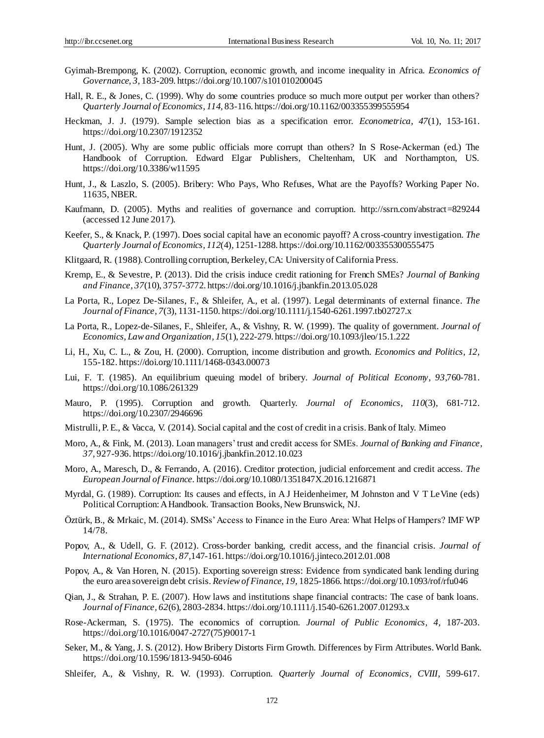Gyimah-Brempong, K. (2002). Corruption, economic growth, and income inequality in Africa. *Economics of Governance, 3,* 183-209. https://doi.org/10.1007/s101010200045

Hall, R. E., & Jones, C. (1999). Why do some countries produce so much more output per worker than others? *Quarterly Journal of Economics, 114,* 83-116. https://doi.org/10.1162/003355399555954

Heckman, J. J. (1979). Sample selection bias as a specification error. *Econometrica, 47*(1), 153-161. https://doi.org/10.2307/1912352

Hunt, J. (2005). Why are some public officials more corrupt than others? In S Rose-Ackerman (ed.) The Handbook of Corruption. Edward Elgar Publishers, Cheltenham, UK and Northampton, US. https://doi.org/10.3386/w11595

Hunt, J., & Laszlo, S. (2005). Bribery: Who Pays, Who Refuses, What are the Payoffs? Working Paper No. 11635, NBER.

Kaufmann, D. (2005). Myths and realities of governance and corruption. http://ssrn.com/abstract=829244 (accessed 12 June 2017).

Keefer, S., & Knack, P. (1997). Does social capital have an economic payoff? A cross-country investigation. *The Quarterly Journal of Economics, 112*(4), 1251-1288. https://doi.org/10.1162/003355300555475

Klitgaard, R. (1988). Controlling corruption, Berkeley, CA: University of California Press.

Kremp, E., & Sevestre, P. (2013). Did the crisis induce credit rationing for French SMEs? *Journal of Banking and Finance, 37*(10), 3757-3772. https://doi.org/10.1016/j.jbankfin.2013.05.028

La Porta, R., Lopez De-Silanes, F., & Shleifer, A., et al. (1997). Legal determinants of external finance. *The Journal of Finance, 7*(3), 1131-1150. https://doi.org/10.1111/j.1540-6261.1997.tb02727.x

La Porta, R., Lopez-de-Silanes, F., Shleifer, A., & Vishny, R. W. (1999). The quality of government. *Journal of Economics, Law and Organization, 15*(1), 222-279. https://doi.org/10.1093/jleo/15.1.222

Li, H., Xu, C. L., & Zou, H. (2000). Corruption, income distribution and growth. *Economics and Politics, 12,* 155-182. https://doi.org/10.1111/1468-0343.00073

Lui, F. T. (1985). An equilibrium queuing model of bribery. *Journal of Political Economy, 93,*760-781. https://doi.org/10.1086/261329

Mauro, P. (1995). Corruption and growth. Quarterly. *Journal of Economics, 110*(3), 681-712. https://doi.org/10.2307/2946696

Mistrulli, P. E., & Vacca, V. (2014). Social capital and the cost of credit in a crisis. Bank of Italy. Mimeo

Moro, A., & Fink, M. (2013). Loan managers' trust and credit access for SMEs. *Journal of Banking and Finance, 37,* 927-936. https://doi.org/10.1016/j.jbankfin.2012.10.023

Moro, A., Maresch, D., & Ferrando, A. (2016). Creditor protection, judicial enforcement and credit access. *The European Journal of Finance.* https://doi.org/10.1080/1351847X.2016.1216871

Myrdal, G. (1989). Corruption: Its causes and effects, in A J Heidenheimer, M Johnston and V T LeVine (eds) Political Corruption: A Handbook. Transaction Books, New Brunswick, NJ.

Öztürk, B., & Mrkaic, M. (2014). SMSs' Access to Finance in the Euro Area: What Helps of Hampers? IMF WP 14/78.

Popov, A., & Udell, G. F. (2012). Cross-border banking, credit access, and the financial crisis. *Journal of International Economics, 87,*147-161. https://doi.org/10.1016/j.jinteco.2012.01.008

Popov, A., & Van Horen, N. (2015). Exporting sovereign stress: Evidence from syndicated bank lending during the euro area sovereign debt crisis. *Review of Finance, 19,* 1825-1866. https://doi.org/10.1093/rof/rfu046

Qian, J., & Strahan, P. E. (2007). How laws and institutions shape financial contracts: The case of bank loans. *Journal of Finance, 62*(6), 2803-2834. https://doi.org/10.1111/j.1540-6261.2007.01293.x

Rose-Ackerman, S. (1975). The economics of corruption. *Journal of Public Economics, 4,* 187-203. https://doi.org/10.1016/0047-2727(75)90017-1

Seker, M., & Yang, J. S. (2012). How Bribery Distorts Firm Growth. Differences by Firm Attributes. World Bank. https://doi.org/10.1596/1813-9450-6046

Shleifer, A., & Vishny, R. W. (1993). Corruption. *Quarterly Journal of Economics, CVIII,* 599-617.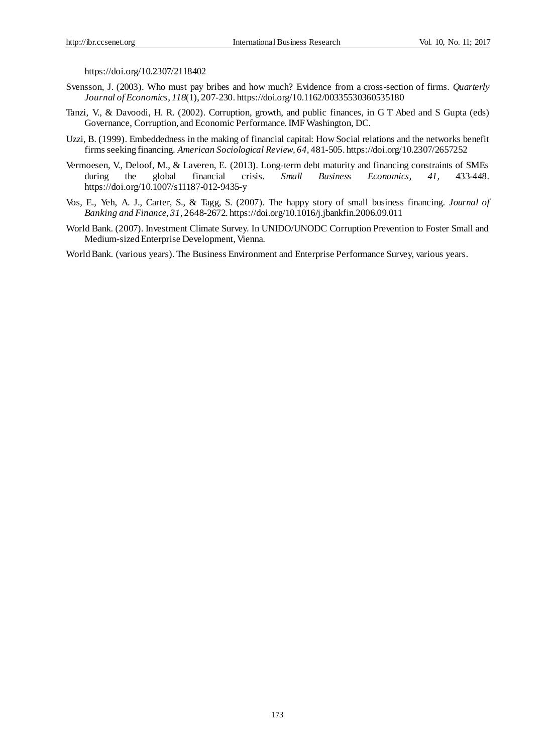https://doi.org/10.2307/2118402

Svensson, J. (2003). Who must pay bribes and how much? Evidence from a cross-section of firms. *Quarterly Journal of Economics, 118*(1), 207-230. https://doi.org/10.1162/00335530360535180

Tanzi, V., & Davoodi, H. R. (2002). Corruption, growth, and public finances, in G T Abed and S Gupta (eds) Governance, Corruption, and Economic Performance. IMF Washington, DC.

Uzzi, B. (1999). Embeddedness in the making of financial capital: How Social relations and the networks benefit firms seeking financing. *American Sociological Review, 64*, 481-505. https://doi.org/10.2307/2657252

Vermoesen, V., Deloof, M., & Laveren, E. (2013). Long-term debt maturity and financing constraints of SMEs during the global financial crisis. *Small Business Economics, 41,* 433-448. https://doi.org/10.1007/s11187-012-9435-y

Vos, E., Yeh, A. J., Carter, S., & Tagg, S. (2007). The happy story of small business financing. *Journal of Banking and Finance, 31*, 2648-2672. https://doi.org/10.1016/j.jbankfin.2006.09.011

World Bank. (2007). Investment Climate Survey. In UNIDO/UNODC Corruption Prevention to Foster Small and Medium-sized Enterprise Development, Vienna.

World Bank. (various years). The Business Environment and Enterprise Performance Survey, various years.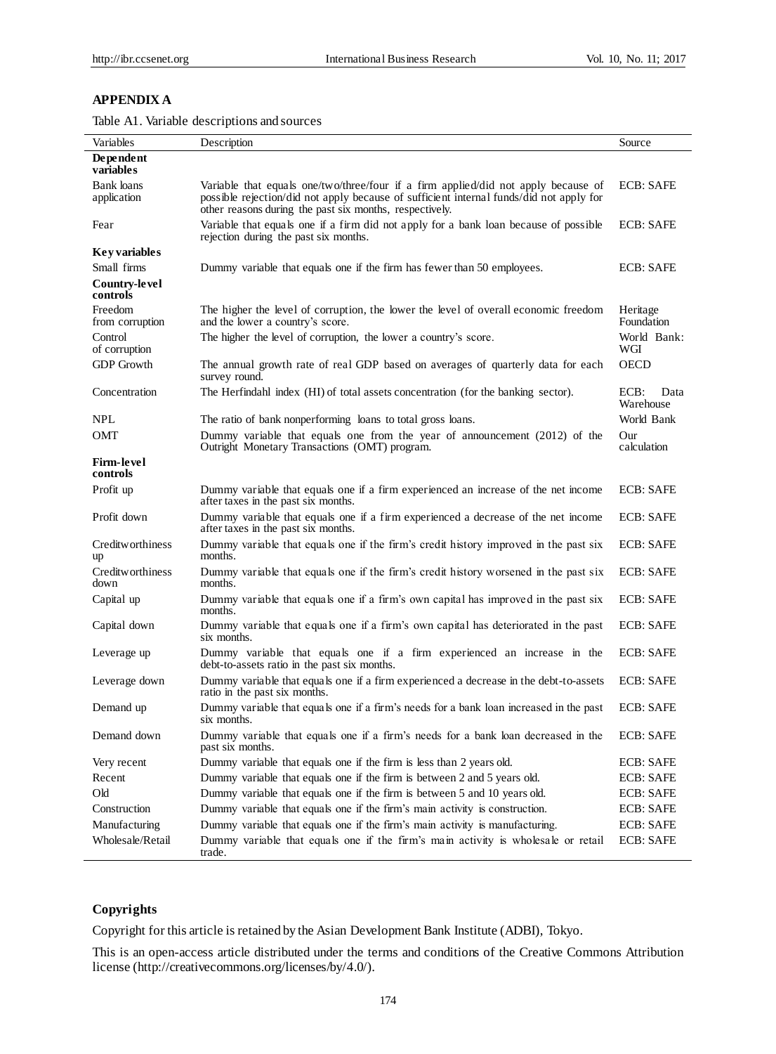## APPENDIX A

Table A1. Variable descriptions and sources

| Variables | Description | Source |
|---|---|---|
| **Dependent variables** | | |
| Bank loans application | Variable that equals one/two/three/four if a firm applied/did not apply because of possible rejection/did not apply because of sufficient internal funds/did not apply for other reasons during the past six months, respectively. | ECB: SAFE |
| Fear | Variable that equals one if a firm did not apply for a bank loan because of possible rejection during the past six months. | ECB: SAFE |
| **Key variables** | | |
| Small firms | Dummy variable that equals one if the firm has fewer than 50 employees. | ECB: SAFE |
| **Country-level controls** | | |
| Freedom from corruption | The higher the level of corruption, the lower the level of overall economic freedom and the lower a country's score. | Heritage Foundation |
| Control of corruption | The higher the level of corruption, the lower a country's score. | World Bank: WGI |
| GDP Growth | The annual growth rate of real GDP based on averages of quarterly data for each survey round. | OECD |
| Concentration | The Herfindahl index (HI) of total assets concentration (for the banking sector). | ECB: Data Warehouse |
| NPL | The ratio of bank nonperforming loans to total gross loans. | World Bank |
| OMT | Dummy variable that equals one from the year of announcement (2012) of the Outright Monetary Transactions (OMT) program. | Our calculation |
| **Firm-level controls** | | |
| Profit up | Dummy variable that equals one if a firm experienced an increase of the net income after taxes in the past six months. | ECB: SAFE |
| Profit down | Dummy variable that equals one if a firm experienced a decrease of the net income after taxes in the past six months. | ECB: SAFE |
| Creditworthiness up | Dummy variable that equals one if the firm's credit history improved in the past six months. | ECB: SAFE |
| Creditworthiness down | Dummy variable that equals one if the firm's credit history worsened in the past six months. | ECB: SAFE |
| Capital up | Dummy variable that equals one if a firm's own capital has improved in the past six months. | ECB: SAFE |
| Capital down | Dummy variable that equals one if a firm's own capital has deteriorated in the past six months. | ECB: SAFE |
| Leverage up | Dummy variable that equals one if a firm experienced an increase in the debt-to-assets ratio in the past six months. | ECB: SAFE |
| Leverage down | Dummy variable that equals one if a firm experienced a decrease in the debt-to-assets ratio in the past six months. | ECB: SAFE |
| Demand up | Dummy variable that equals one if a firm's needs for a bank loan increased in the past six months. | ECB: SAFE |
| Demand down | Dummy variable that equals one if a firm's needs for a bank loan decreased in the past six months. | ECB: SAFE |
| Very recent | Dummy variable that equals one if the firm is less than 2 years old. | ECB: SAFE |
| Recent | Dummy variable that equals one if the firm is between 2 and 5 years old. | ECB: SAFE |
| Old | Dummy variable that equals one if the firm is between 5 and 10 years old. | ECB: SAFE |
| Construction | Dummy variable that equals one if the firm's main activity is construction. | ECB: SAFE |
| Manufacturing | Dummy variable that equals one if the firm's main activity is manufacturing. | ECB: SAFE |
| Wholesale/Retail | Dummy variable that equals one if the firm's main activity is wholesale or retail trade. | ECB: SAFE |

### Copyrights

Copyright for this article is retained by the Asian Development Bank Institute (ADBI), Tokyo.

This is an open-access article distributed under the terms and conditions of the Creative Commons Attribution license (http://creativecommons.org/licenses/by/4.0/).